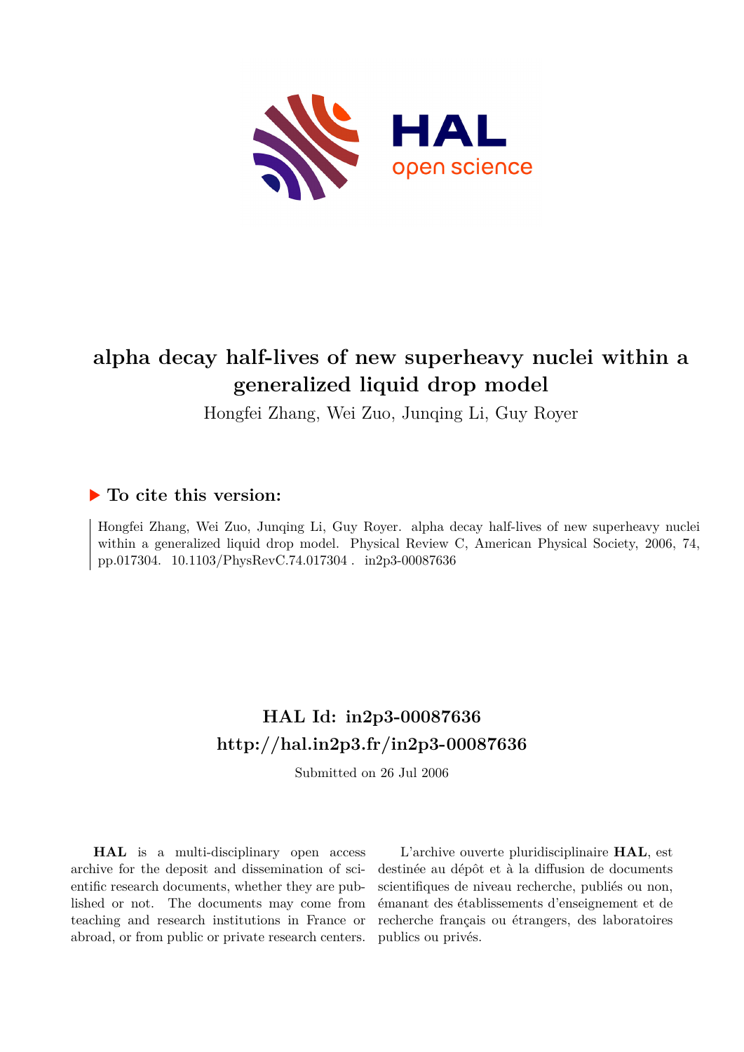# alpha decay half-lives of new superheavy nuclei within a generalized liquid drop model

Hongfei Zhang, Wei Zuo, Junqing Li, Guy Royer

## ▶ To cite this version:

Hongfei Zhang, Wei Zuo, Junqing Li, Guy Royer. alpha decay half-lives of new superheavy nuclei within a generalized liquid drop model. Physical Review C, American Physical Society, 2006, 74, pp.017304. 10.1103/PhysRevC.74.017304 . in2p3-00087636

## HAL Id: in2p3-00087636

## http://hal.in2p3.fr/in2p3-00087636

Submitted on 26 Jul 2006

**HAL** is a multi-disciplinary open access archive for the deposit and dissemination of scientific research documents, whether they are published or not. The documents may come from teaching and research institutions in France or abroad, or from public or private research centers.

L'archive ouverte pluridisciplinaire **HAL**, est destinée au dépôt et à la diffusion de documents scientifiques de niveau recherche, publiés ou non, émanant des établissements d'enseignement et de recherche français ou étrangers, des laboratoires publics ou privés.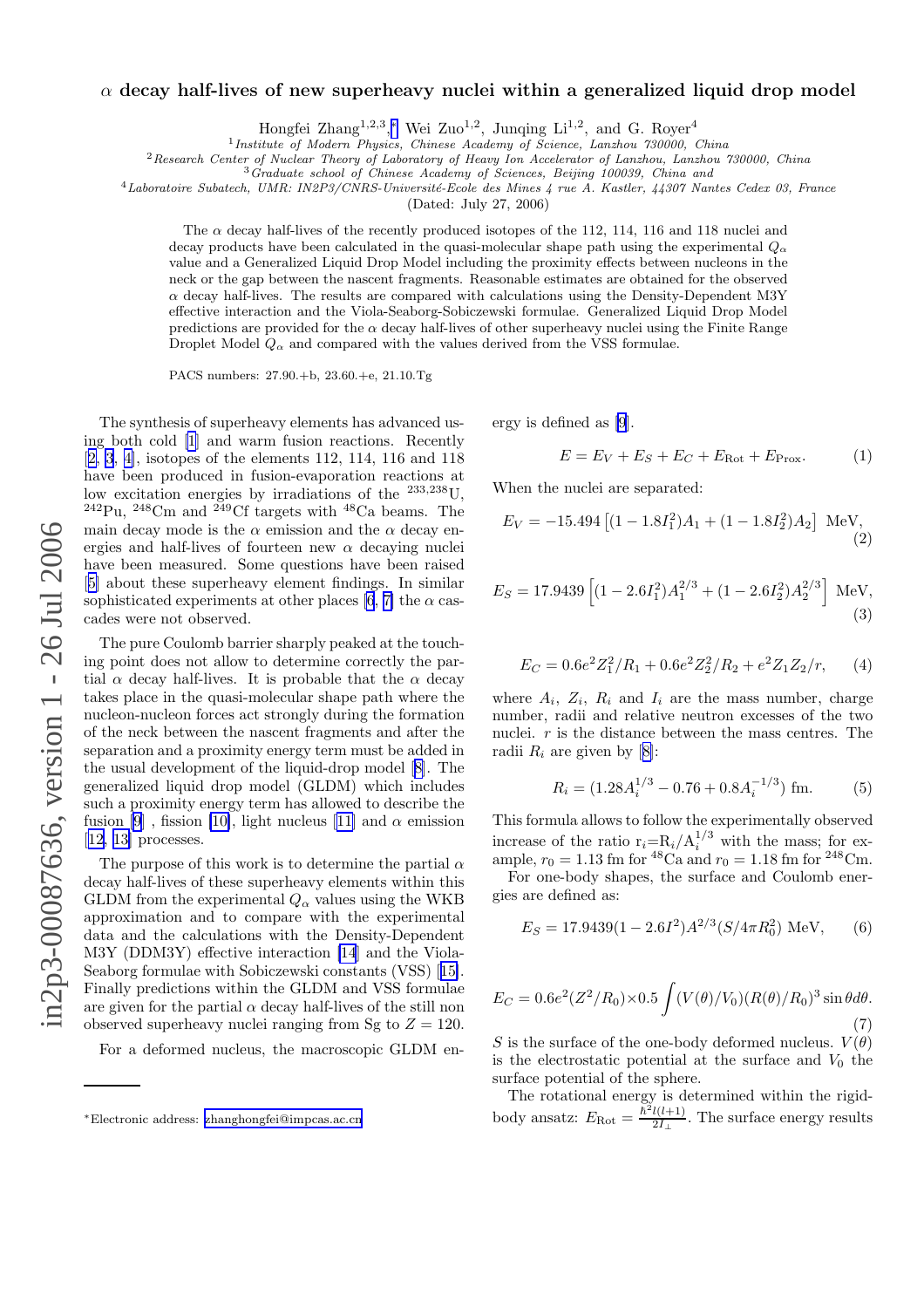# $\alpha$ decay half-lives of new superheavy nuclei within a generalized liquid drop model

Hongfei Zhang[1,2,3,*], Wei Zuo[1,2], Junqing Li[1,2], and G. Royer[4]

[1] *Institute of Modern Physics, Chinese Academy of Science, Lanzhou 730000, China*
[2] *Research Center of Nuclear Theory of Laboratory of Heavy Ion Accelerator of Lanzhou, Lanzhou 730000, China*
[3] *Graduate school of Chinese Academy of Sciences, Beijing 100039, China and*
[4] *Laboratoire Subatech, UMR: IN2P3/CNRS-Université-Ecole des Mines 4 rue A. Kastler, 44307 Nantes Cedex 03, France*

(Dated: July 27, 2006)

The $\alpha$ decay half-lives of the recently produced isotopes of the 112, 114, 116 and 118 nuclei and decay products have been calculated in the quasi-molecular shape path using the experimental $Q_\alpha$ value and a Generalized Liquid Drop Model including the proximity effects between nucleons in the neck or the gap between the nascent fragments. Reasonable estimates are obtained for the observed $\alpha$ decay half-lives. The results are compared with calculations using the Density-Dependent M3Y effective interaction and the Viola-Seaborg-Sobiczewski formulae. Generalized Liquid Drop Model predictions are provided for the $\alpha$ decay half-lives of other superheavy nuclei using the Finite Range Droplet Model $Q_\alpha$ and compared with the values derived from the VSS formulae.

PACS numbers: 27.90.+b, 23.60.+e, 21.10.Tg

The synthesis of superheavy elements has advanced using both cold [1] and warm fusion reactions. Recently [2, 3, 4], isotopes of the elements 112, 114, 116 and 118 have been produced in fusion-evaporation reactions at low excitation energies by irradiations of the $^{233,238}$U, $^{242}$Pu, $^{248}$Cm and $^{249}$Cf targets with $^{48}$Ca beams. The main decay mode is the $\alpha$ emission and the $\alpha$ decay energies and half-lives of fourteen new $\alpha$ decaying nuclei have been measured. Some questions have been raised [5] about these superheavy element findings. In similar sophisticated experiments at other places [6, 7] the $\alpha$ cascades were not observed.

The pure Coulomb barrier sharply peaked at the touching point does not allow to determine correctly the partial $\alpha$ decay half-lives. It is probable that the $\alpha$ decay takes place in the quasi-molecular shape path where the nucleon-nucleon forces act strongly during the formation of the neck between the nascent fragments and after the separation and a proximity energy term must be added in the usual development of the liquid-drop model [8]. The generalized liquid drop model (GLDM) which includes such a proximity energy term has allowed to describe the fusion [9] , fission [10], light nucleus [11] and $\alpha$ emission [12, 13] processes.

The purpose of this work is to determine the partial $\alpha$ decay half-lives of these superheavy elements within this GLDM from the experimental $Q_\alpha$ values using the WKB approximation and to compare with the experimental data and the calculations with the Density-Dependent M3Y (DDM3Y) effective interaction [14] and the Viola-Seaborg formulae with Sobiczewski constants (VSS) [15]. Finally predictions within the GLDM and VSS formulae are given for the partial $\alpha$ decay half-lives of the still non observed superheavy nuclei ranging from Sg to $Z = 120$.

For a deformed nucleus, the macroscopic GLDM energy is defined as [9].

$$E = E_V + E_S + E_C + E_{\text{Rot}} + E_{\text{Prox}}. \tag{1}$$

When the nuclei are separated:

$$E_V = -15.494\left[(1-1.8I_1^2)A_1 + (1-1.8I_2^2)A_2\right]\ \text{MeV}, \tag{2}$$

$$E_S = 17.9439\left[(1-2.6I_1^2)A_1^{2/3} + (1-2.6I_2^2)A_2^{2/3}\right]\ \text{MeV}, \tag{3}$$

$$E_C = 0.6e^2Z_1^2/R_1 + 0.6e^2Z_2^2/R_2 + e^2Z_1Z_2/r, \tag{4}$$

where $A_i$, $Z_i$, $R_i$ and $I_i$ are the mass number, charge number, radii and relative neutron excesses of the two nuclei. $r$ is the distance between the mass centres. The radii $R_i$ are given by [8]:

$$R_i = (1.28A_i^{1/3} - 0.76 + 0.8A_i^{-1/3})\ \text{fm}. \tag{5}$$

This formula allows to follow the experimentally observed increase of the ratio $r_i = R_i/A_i^{1/3}$ with the mass; for example, $r_0 = 1.13$ fm for $^{48}$Ca and $r_0 = 1.18$ fm for $^{248}$Cm.

For one-body shapes, the surface and Coulomb energies are defined as:

$$E_S = 17.9439(1-2.6I^2)A^{2/3}(S/4\pi R_0^2)\ \text{MeV}, \tag{6}$$

$$E_C = 0.6e^2(Z^2/R_0)\times 0.5\int (V(\theta)/V_0)(R(\theta)/R_0)^3 \sin\theta d\theta. \tag{7}$$

$S$ is the surface of the one-body deformed nucleus. $V(\theta)$ is the electrostatic potential at the surface and $V_0$ the surface potential of the sphere.

The rotational energy is determined within the rigid-body ansatz: $E_{\text{Rot}} = \frac{\hbar^2 l(l+1)}{2I_\perp}$. The surface energy results

*Electronic address: zhanghongfei@impcas.ac.cn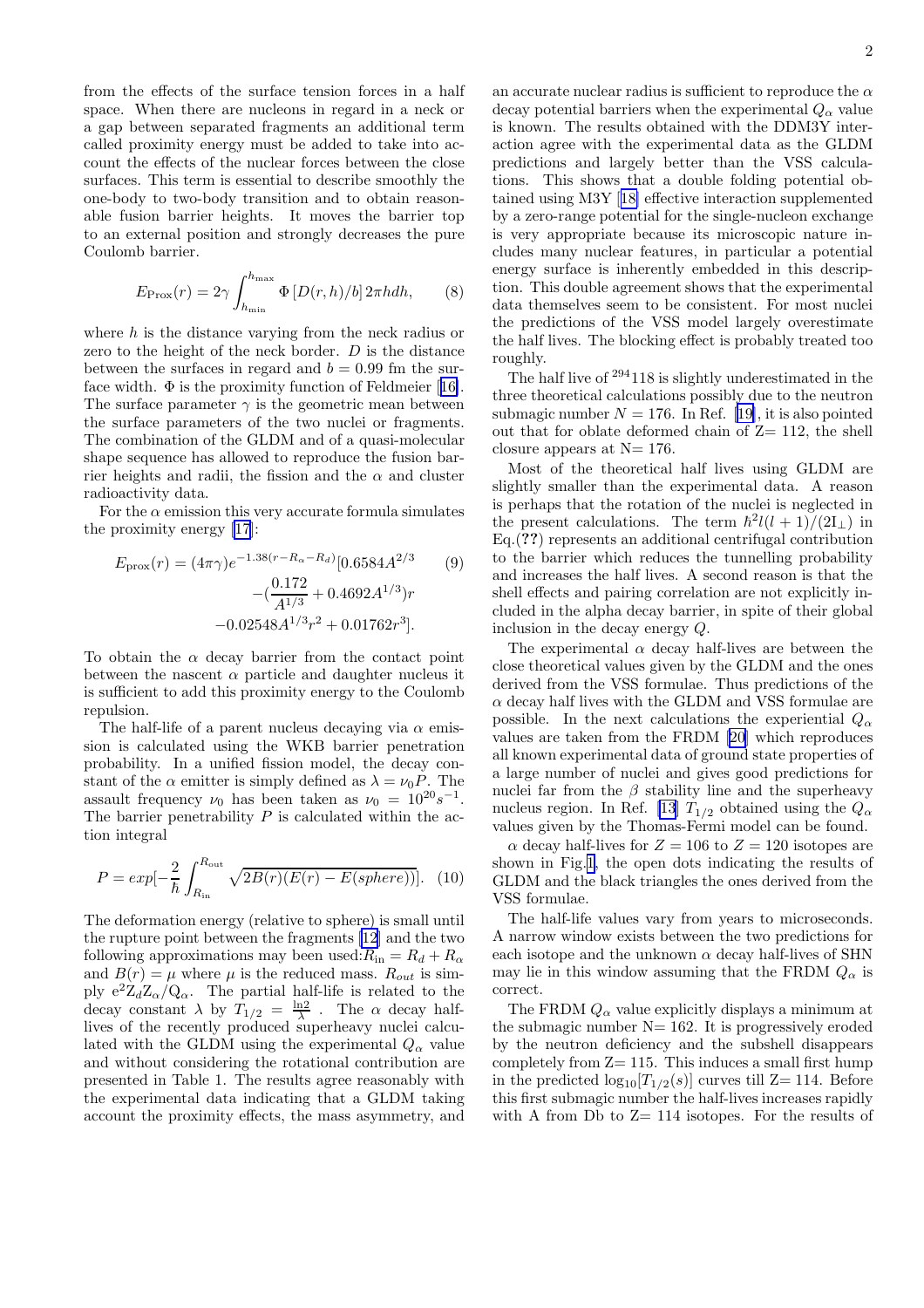from the effects of the surface tension forces in a half space. When there are nucleons in regard in a neck or a gap between separated fragments an additional term called proximity energy must be added to take into account the effects of the nuclear forces between the close surfaces. This term is essential to describe smoothly the one-body to two-body transition and to obtain reasonable fusion barrier heights. It moves the barrier top to an external position and strongly decreases the pure Coulomb barrier.

$$E_{\rm Prox}(r) = 2\gamma \int_{h_{\rm min}}^{h_{\rm max}} \Phi\left[D(r,h)/b\right] 2\pi h dh, \quad (8)$$

where $h$ is the distance varying from the neck radius or zero to the height of the neck border. $D$ is the distance between the surfaces in regard and $b = 0.99$ fm the surface width. $\Phi$ is the proximity function of Feldmeier [16]. The surface parameter $\gamma$ is the geometric mean between the surface parameters of the two nuclei or fragments. The combination of the GLDM and of a quasi-molecular shape sequence has allowed to reproduce the fusion barrier heights and radii, the fission and the $\alpha$ and cluster radioactivity data.

For the $\alpha$ emission this very accurate formula simulates the proximity energy [17]:

$$\begin{aligned} E_{\rm prox}(r) = (4\pi\gamma)e^{-1.38(r-R_\alpha-R_d)}[0.6584A^{2/3} \quad (9)\\ -(\frac{0.172}{A^{1/3}} + 0.4692A^{1/3})r \\ -0.02548A^{1/3}r^2 + 0.01762r^3]. \end{aligned}$$

To obtain the $\alpha$ decay barrier from the contact point between the nascent $\alpha$ particle and daughter nucleus it is sufficient to add this proximity energy to the Coulomb repulsion.

The half-life of a parent nucleus decaying via $\alpha$ emission is calculated using the WKB barrier penetration probability. In a unified fission model, the decay constant of the $\alpha$ emitter is simply defined as $\lambda = \nu_0 P$. The assault frequency $\nu_0$ has been taken as $\nu_0 = 10^{20} s^{-1}$. The barrier penetrability $P$ is calculated within the action integral

$$P = exp[-\frac{2}{\hbar}\int_{R_{\rm in}}^{R_{\rm out}} \sqrt{2B(r)(E(r) - E(sphere))}]. \quad (10)$$

The deformation energy (relative to sphere) is small until the rupture point between the fragments [12] and the two following approximations may been used: $R_{\rm in} = R_d + R_\alpha$ and $B(r) = \mu$ where $\mu$ is the reduced mass. $R_{out}$ is simply $e^2 Z_d Z_\alpha / Q_\alpha$. The partial half-life is related to the decay constant $\lambda$ by $T_{1/2} = \frac{\ln 2}{\lambda}$ . The $\alpha$ decay half-lives of the recently produced superheavy nuclei calculated with the GLDM using the experimental $Q_\alpha$ value and without considering the rotational contribution are presented in Table 1. The results agree reasonably with the experimental data indicating that a GLDM taking account the proximity effects, the mass asymmetry, and an accurate nuclear radius is sufficient to reproduce the $\alpha$ decay potential barriers when the experimental $Q_\alpha$ value is known. The results obtained with the DDM3Y interaction agree with the experimental data as the GLDM predictions and largely better than the VSS calculations. This shows that a double folding potential obtained using M3Y [18] effective interaction supplemented by a zero-range potential for the single-nucleon exchange is very appropriate because its microscopic nature includes many nuclear features, in particular a potential energy surface is inherently embedded in this description. This double agreement shows that the experimental data themselves seem to be consistent. For most nuclei the predictions of the VSS model largely overestimate the half lives. The blocking effect is probably treated too roughly.

The half live of $^{294}118$ is slightly underestimated in the three theoretical calculations possibly due to the neutron submagic number $N = 176$. In Ref. [19], it is also pointed out that for oblate deformed chain of Z= 112, the shell closure appears at N= 176.

Most of the theoretical half lives using GLDM are slightly smaller than the experimental data. A reason is perhaps that the rotation of the nuclei is neglected in the present calculations. The term $\hbar^2 l(l+1)/(2I_\perp)$ in Eq.(**??**) represents an additional centrifugal contribution to the barrier which reduces the tunnelling probability and increases the half lives. A second reason is that the shell effects and pairing correlation are not explicitly included in the alpha decay barrier, in spite of their global inclusion in the decay energy $Q$.

The experimental $\alpha$ decay half-lives are between the close theoretical values given by the GLDM and the ones derived from the VSS formulae. Thus predictions of the $\alpha$ decay half lives with the GLDM and VSS formulae are possible. In the next calculations the experiential $Q_\alpha$ values are taken from the FRDM [20] which reproduces all known experimental data of ground state properties of a large number of nuclei and gives good predictions for nuclei far from the $\beta$ stability line and the superheavy nucleus region. In Ref. [13] $T_{1/2}$ obtained using the $Q_\alpha$ values given by the Thomas-Fermi model can be found.

$\alpha$ decay half-lives for $Z = 106$ to $Z = 120$ isotopes are shown in Fig.1, the open dots indicating the results of GLDM and the black triangles the ones derived from the VSS formulae.

The half-life values vary from years to microseconds. A narrow window exists between the two predictions for each isotope and the unknown $\alpha$ decay half-lives of SHN may lie in this window assuming that the FRDM $Q_\alpha$ is correct.

The FRDM $Q_\alpha$ value explicitly displays a minimum at the submagic number N= 162. It is progressively eroded by the neutron deficiency and the subshell disappears completely from Z= 115. This induces a small first hump in the predicted $\log_{10}[T_{1/2}(s)]$ curves till Z= 114. Before this first submagic number the half-lives increases rapidly with A from Db to Z= 114 isotopes. For the results of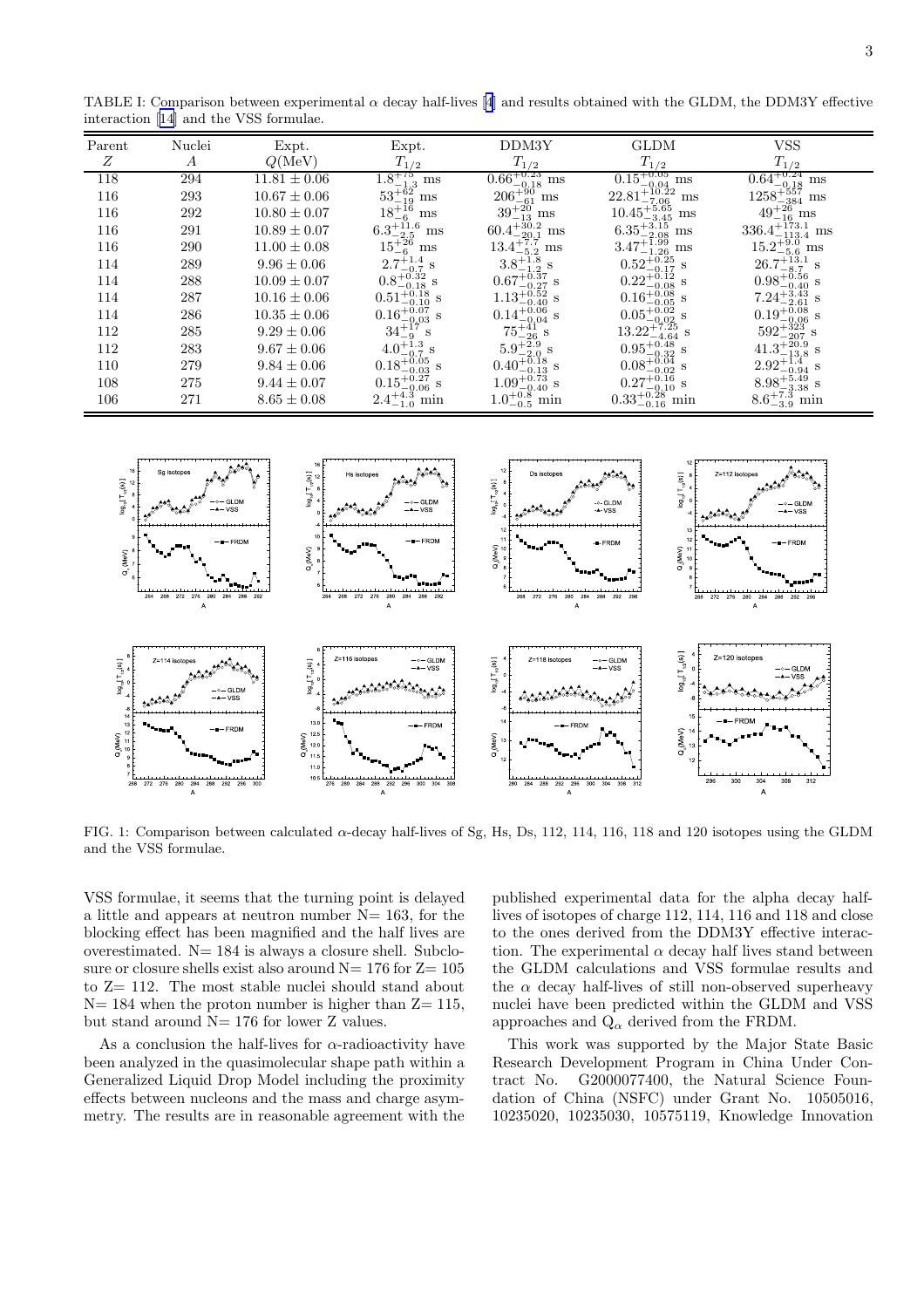TABLE I: Comparison between experimental $\alpha$ decay half-lives [4] and results obtained with the GLDM, the DDM3Y effective interaction [14] and the VSS formulae.

| Parent $Z$ | Nuclei $A$ | Expt. $Q$(MeV) | Expt. $T_{1/2}$ | DDM3Y $T_{1/2}$ | GLDM $T_{1/2}$ | VSS $T_{1/2}$ |
|---|---|---|---|---|---|---|
| 118 | 294 | $11.81 \pm 0.06$ | $1.8^{+75}_{-1.3}$ ms | $0.66^{+0.23}_{-0.18}$ ms | $0.15^{+0.05}_{-0.04}$ ms | $0.64^{+0.24}_{-0.18}$ ms |
| 116 | 293 | $10.67 \pm 0.06$ | $53^{+62}_{-19}$ ms | $206^{+90}_{-61}$ ms | $22.81^{+10.22}_{-7.06}$ ms | $1258^{+557}_{-384}$ ms |
| 116 | 292 | $10.80 \pm 0.07$ | $18^{+16}_{-6}$ ms | $39^{+20}_{-13}$ ms | $10.45^{+5.65}_{-3.45}$ ms | $49^{+26}_{-16}$ ms |
| 116 | 291 | $10.89 \pm 0.07$ | $6.3^{+11.6}_{-2.5}$ ms | $60.4^{+30.2}_{-20.1}$ ms | $6.35^{+3.15}_{-2.08}$ ms | $336.4^{+173.1}_{-113.4}$ ms |
| 116 | 290 | $11.00 \pm 0.08$ | $15^{+26}_{-6}$ ms | $13.4^{+7.7}_{-5.2}$ ms | $3.47^{+1.99}_{-1.26}$ ms | $15.2^{+9.0}_{-5.6}$ ms |
| 114 | 289 | $9.96 \pm 0.06$ | $2.7^{+1.4}_{-0.7}$ s | $3.8^{+1.8}_{-1.2}$ s | $0.52^{+0.25}_{-0.17}$ s | $26.7^{+13.1}_{-8.7}$ s |
| 114 | 288 | $10.09 \pm 0.07$ | $0.8^{+0.32}_{-0.18}$ s | $0.67^{+0.37}_{-0.27}$ s | $0.22^{+0.12}_{-0.08}$ s | $0.98^{+0.56}_{-0.40}$ s |
| 114 | 287 | $10.16 \pm 0.06$ | $0.51^{+0.18}_{-0.10}$ s | $1.13^{+0.52}_{-0.40}$ s | $0.16^{+0.08}_{-0.05}$ s | $7.24^{+3.43}_{-2.61}$ s |
| 114 | 286 | $10.35 \pm 0.06$ | $0.16^{+0.07}_{-0.03}$ s | $0.14^{+0.06}_{-0.04}$ s | $0.05^{+0.02}_{-0.02}$ s | $0.19^{+0.08}_{-0.06}$ s |
| 112 | 285 | $9.29 \pm 0.06$ | $34^{+17}_{-9}$ s | $75^{+41}_{-26}$ s | $13.22^{+7.25}_{-4.64}$ s | $592^{+323}_{-207}$ s |
| 112 | 283 | $9.67 \pm 0.06$ | $4.0^{+1.3}_{-0.7}$ s | $5.9^{+2.9}_{-2.0}$ s | $0.95^{+0.48}_{-0.32}$ s | $41.3^{+20.9}_{-13.8}$ s |
| 110 | 279 | $9.84 \pm 0.06$ | $0.18^{+0.05}_{-0.03}$ s | $0.40^{+0.18}_{-0.13}$ s | $0.08^{+0.04}_{-0.02}$ s | $2.92^{+1.4}_{-0.94}$ s |
| 108 | 275 | $9.44 \pm 0.07$ | $0.15^{+0.27}_{-0.06}$ s | $1.09^{+0.73}_{-0.40}$ s | $0.27^{+0.16}_{-0.10}$ s | $8.98^{+5.49}_{-3.38}$ s |
| 106 | 271 | $8.65 \pm 0.08$ | $2.4^{+4.3}_{-1.0}$ min | $1.0^{+0.8}_{-0.5}$ min | $0.33^{+0.28}_{-0.16}$ min | $8.6^{+7.3}_{-3.9}$ min |

FIG. 1: Comparison between calculated $\alpha$-decay half-lives of Sg, Hs, Ds, 112, 114, 116, 118 and 120 isotopes using the GLDM and the VSS formulae.

VSS formulae, it seems that the turning point is delayed a little and appears at neutron number N= 163, for the blocking effect has been magnified and the half lives are overestimated. N= 184 is always a closure shell. Subclosure or closure shells exist also around N= 176 for Z= 105 to Z= 112. The most stable nuclei should stand about N= 184 when the proton number is higher than Z= 115, but stand around N= 176 for lower Z values.

As a conclusion the half-lives for $\alpha$-radioactivity have been analyzed in the quasimolecular shape path within a Generalized Liquid Drop Model including the proximity effects between nucleons and the mass and charge asymmetry. The results are in reasonable agreement with the published experimental data for the alpha decay half-lives of isotopes of charge 112, 114, 116 and 118 and close to the ones derived from the DDM3Y effective interaction. The experimental $\alpha$ decay half lives stand between the GLDM calculations and VSS formulae results and the $\alpha$ decay half-lives of still non-observed superheavy nuclei have been predicted within the GLDM and VSS approaches and $Q_\alpha$ derived from the FRDM.

This work was supported by the Major State Basic Research Development Program in China Under Contract No. G2000077400, the Natural Science Foundation of China (NSFC) under Grant No. 10505016, 10235020, 10235030, 10575119, Knowledge Innovation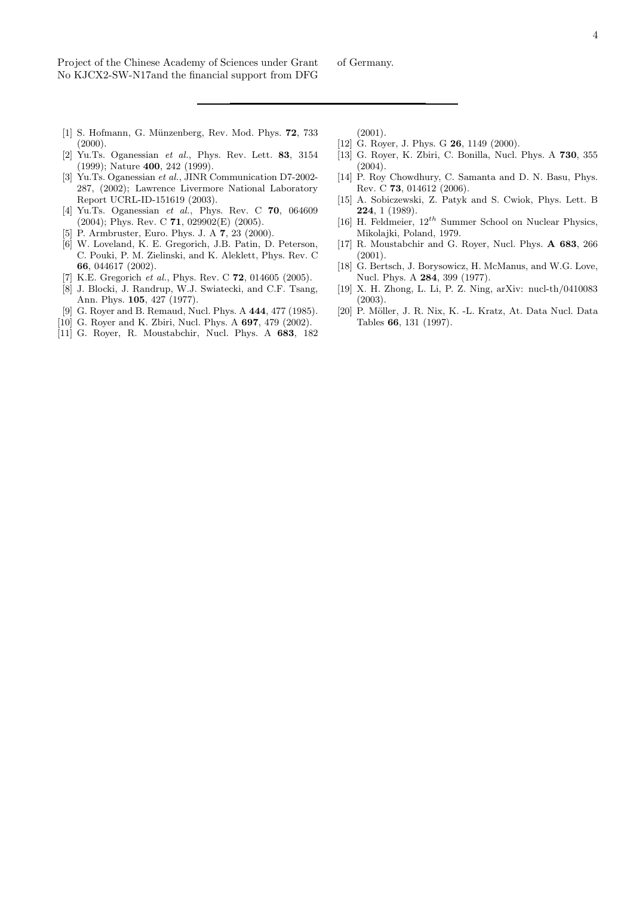Project of the Chinese Academy of Sciences under Grant No KJCX2-SW-N17and the financial support from DFG of Germany.

---

[1] S. Hofmann, G. Münzenberg, Rev. Mod. Phys. **72**, 733 (2000).

[2] Yu.Ts. Oganessian *et al.*, Phys. Rev. Lett. **83**, 3154 (1999); Nature **400**, 242 (1999).

[3] Yu.Ts. Oganessian *et al.*, JINR Communication D7-2002-287, (2002); Lawrence Livermore National Laboratory Report UCRL-ID-151619 (2003).

[4] Yu.Ts. Oganessian *et al.*, Phys. Rev. C **70**, 064609 (2004); Phys. Rev. C **71**, 029902(E) (2005).

[5] P. Armbruster, Euro. Phys. J. A **7**, 23 (2000).

[6] W. Loveland, K. E. Gregorich, J.B. Patin, D. Peterson, C. Pouki, P. M. Zielinski, and K. Aleklett, Phys. Rev. C **66**, 044617 (2002).

[7] K.E. Gregorich *et al.*, Phys. Rev. C **72**, 014605 (2005).

[8] J. Blocki, J. Randrup, W.J. Swiatecki, and C.F. Tsang, Ann. Phys. **105**, 427 (1977).

[9] G. Royer and B. Remaud, Nucl. Phys. A **444**, 477 (1985).

[10] G. Royer and K. Zbiri, Nucl. Phys. A **697**, 479 (2002).

[11] G. Royer, R. Moustabchir, Nucl. Phys. A **683**, 182 (2001).

[12] G. Royer, J. Phys. G **26**, 1149 (2000).

[13] G. Royer, K. Zbiri, C. Bonilla, Nucl. Phys. A **730**, 355 (2004).

[14] P. Roy Chowdhury, C. Samanta and D. N. Basu, Phys. Rev. C **73**, 014612 (2006).

[15] A. Sobiczewski, Z. Patyk and S. Cwiok, Phys. Lett. B **224**, 1 (1989).

[16] H. Feldmeier, $12^{th}$ Summer School on Nuclear Physics, Mikolajki, Poland, 1979.

[17] R. Moustabchir and G. Royer, Nucl. Phys. **A 683**, 266 (2001).

[18] G. Bertsch, J. Borysowicz, H. McManus, and W.G. Love, Nucl. Phys. A **284**, 399 (1977).

[19] X. H. Zhong, L. Li, P. Z. Ning, arXiv: nucl-th/0410083 (2003).

[20] P. Möller, J. R. Nix, K. -L. Kratz, At. Data Nucl. Data Tables **66**, 131 (1997).